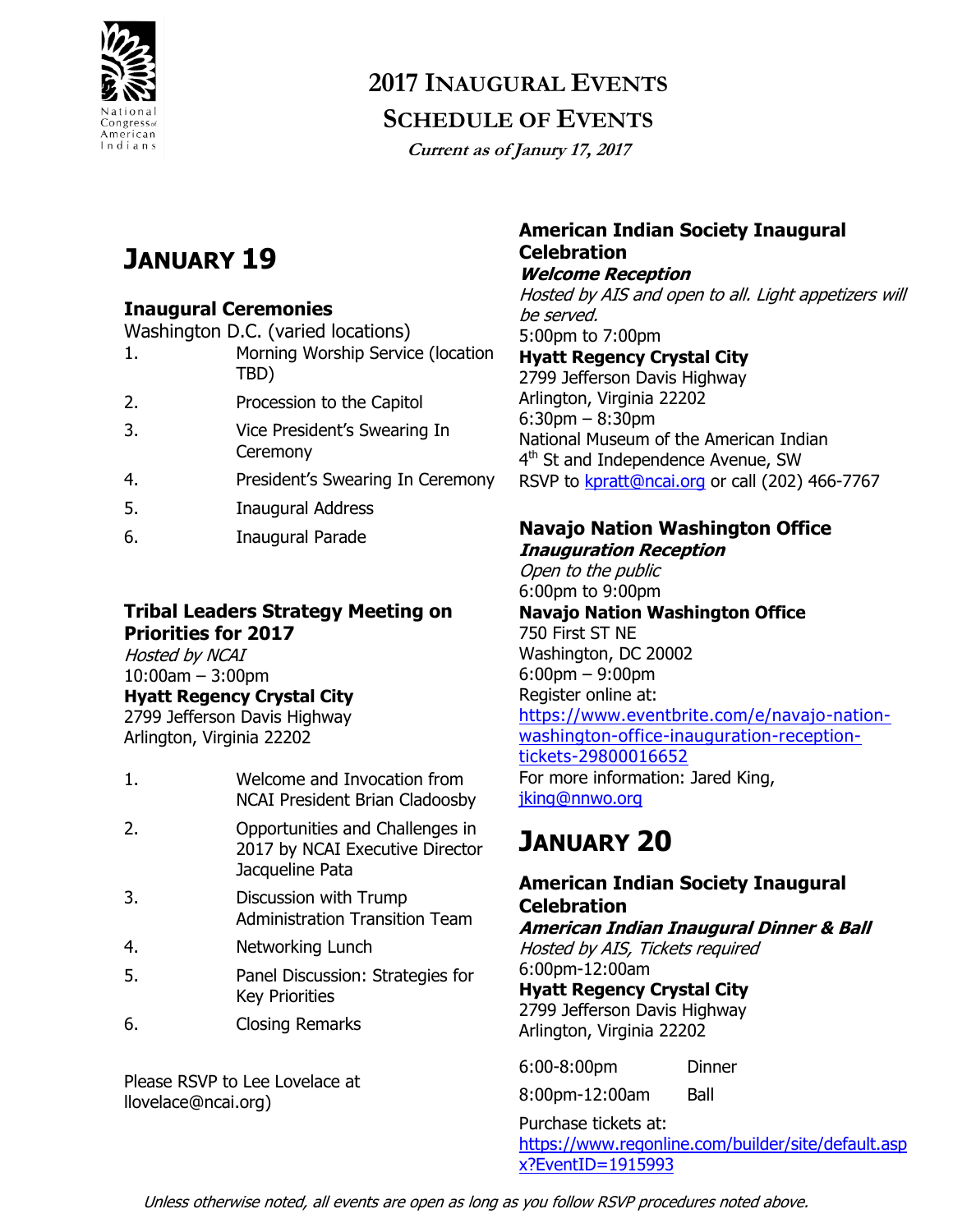National Congress of American Indians

# 2017 Inaugural Events

# Schedule of Events

***Current as of Janury 17, 2017***

## January 19

### Inaugural Ceremonies

Washington D.C. (varied locations)

1. Morning Worship Service (location TBD)
2. Procession to the Capitol
3. Vice President's Swearing In Ceremony
4. President's Swearing In Ceremony
5. Inaugural Address
6. Inaugural Parade

### Tribal Leaders Strategy Meeting on Priorities for 2017

*Hosted by NCAI*
10:00am – 3:00pm
**Hyatt Regency Crystal City**
2799 Jefferson Davis Highway
Arlington, Virginia 22202

1. Welcome and Invocation from NCAI President Brian Cladoosby
2. Opportunities and Challenges in 2017 by NCAI Executive Director Jacqueline Pata
3. Discussion with Trump Administration Transition Team
4. Networking Lunch
5. Panel Discussion: Strategies for Key Priorities
6. Closing Remarks

Please RSVP to Lee Lovelace at llovelace@ncai.org)

### American Indian Society Inaugural Celebration

***Welcome Reception***
*Hosted by AIS and open to all. Light appetizers will be served.*
5:00pm to 7:00pm
**Hyatt Regency Crystal City**
2799 Jefferson Davis Highway
Arlington, Virginia 22202
6:30pm – 8:30pm
National Museum of the American Indian
4th St and Independence Avenue, SW
RSVP to kpratt@ncai.org or call (202) 466-7767

### Navajo Nation Washington Office

***Inauguration Reception***
*Open to the public*
6:00pm to 9:00pm
**Navajo Nation Washington Office**
750 First ST NE
Washington, DC 20002
6:00pm – 9:00pm
Register online at:
https://www.eventbrite.com/e/navajo-nation-washington-office-inauguration-reception-tickets-29800016652
For more information: Jared King, jking@nnwo.org

## January 20

### American Indian Society Inaugural Celebration

***American Indian Inaugural Dinner & Ball***
*Hosted by AIS, Tickets required*
6:00pm-12:00am
**Hyatt Regency Crystal City**
2799 Jefferson Davis Highway
Arlington, Virginia 22202

| | |
|---|---|
| 6:00-8:00pm | Dinner |
| 8:00pm-12:00am | Ball |

Purchase tickets at:
https://www.regonline.com/builder/site/default.aspx?EventID=1915993

*Unless otherwise noted, all events are open as long as you follow RSVP procedures noted above.*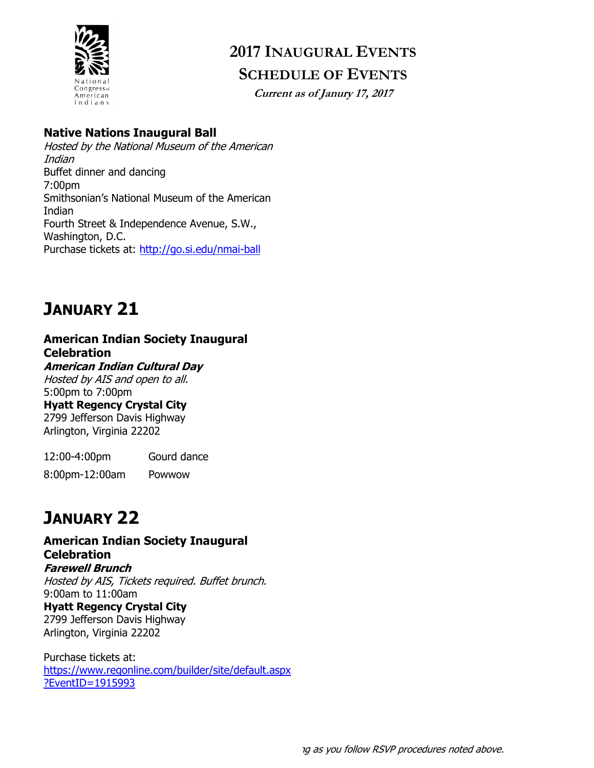# 2017 Inaugural Events

## Schedule of Events

***Current as of Janury 17, 2017***

**Native Nations Inaugural Ball**
*Hosted by the National Museum of the American Indian*
Buffet dinner and dancing
7:00pm
Smithsonian's National Museum of the American Indian
Fourth Street & Independence Avenue, S.W., Washington, D.C.
Purchase tickets at: http://go.si.edu/nmai-ball

## January 21

**American Indian Society Inaugural Celebration**
***American Indian Cultural Day***
*Hosted by AIS and open to all.*
5:00pm to 7:00pm
**Hyatt Regency Crystal City**
2799 Jefferson Davis Highway
Arlington, Virginia 22202

| | |
|---|---|
| 12:00-4:00pm | Gourd dance |
| 8:00pm-12:00am | Powwow |

## January 22

**American Indian Society Inaugural Celebration**
***Farewell Brunch***
*Hosted by AIS, Tickets required. Buffet brunch.*
9:00am to 11:00am
**Hyatt Regency Crystal City**
2799 Jefferson Davis Highway
Arlington, Virginia 22202

Purchase tickets at:
https://www.regonline.com/builder/site/default.aspx?EventID=1915993

*ng as you follow RSVP procedures noted above.*